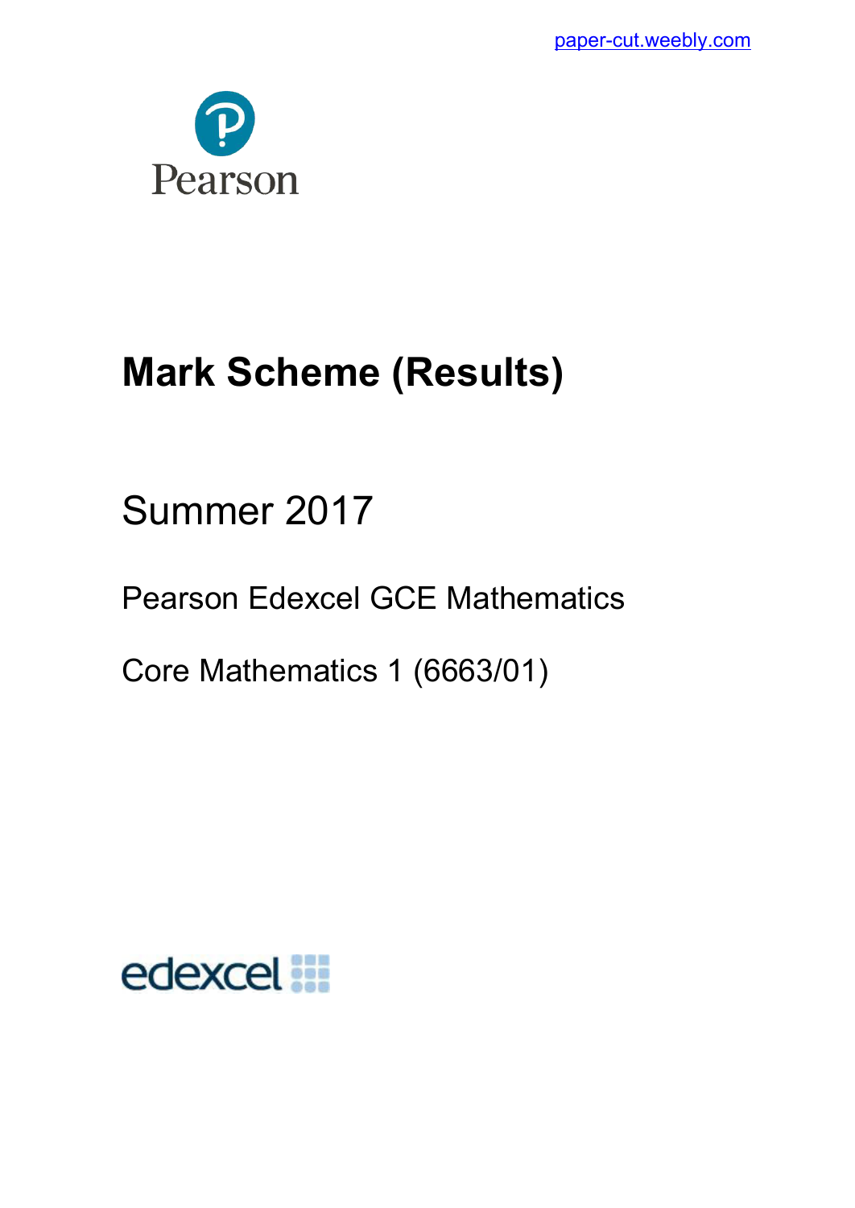paper-cut.weebly.com

Pearson

# Mark Scheme (Results)

## Summer 2017

Pearson Edexcel GCE Mathematics

Core Mathematics 1 (6663/01)

edexcel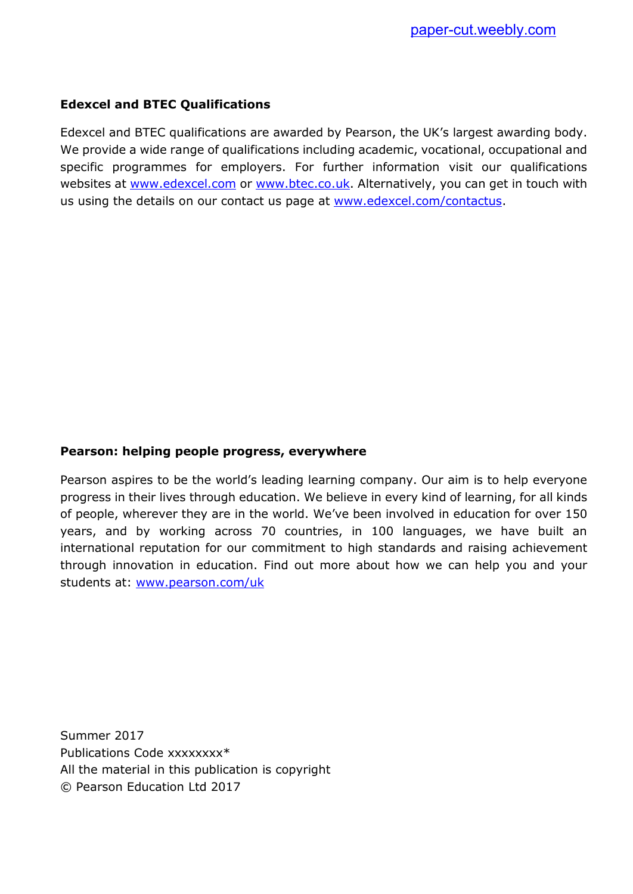**Edexcel and BTEC Qualifications**

Edexcel and BTEC qualifications are awarded by Pearson, the UK's largest awarding body. We provide a wide range of qualifications including academic, vocational, occupational and specific programmes for employers. For further information visit our qualifications websites at www.edexcel.com or www.btec.co.uk. Alternatively, you can get in touch with us using the details on our contact us page at www.edexcel.com/contactus.

**Pearson: helping people progress, everywhere**

Pearson aspires to be the world's leading learning company. Our aim is to help everyone progress in their lives through education. We believe in every kind of learning, for all kinds of people, wherever they are in the world. We've been involved in education for over 150 years, and by working across 70 countries, in 100 languages, we have built an international reputation for our commitment to high standards and raising achievement through innovation in education. Find out more about how we can help you and your students at: www.pearson.com/uk

Summer 2017
Publications Code xxxxxxxx*
All the material in this publication is copyright
© Pearson Education Ltd 2017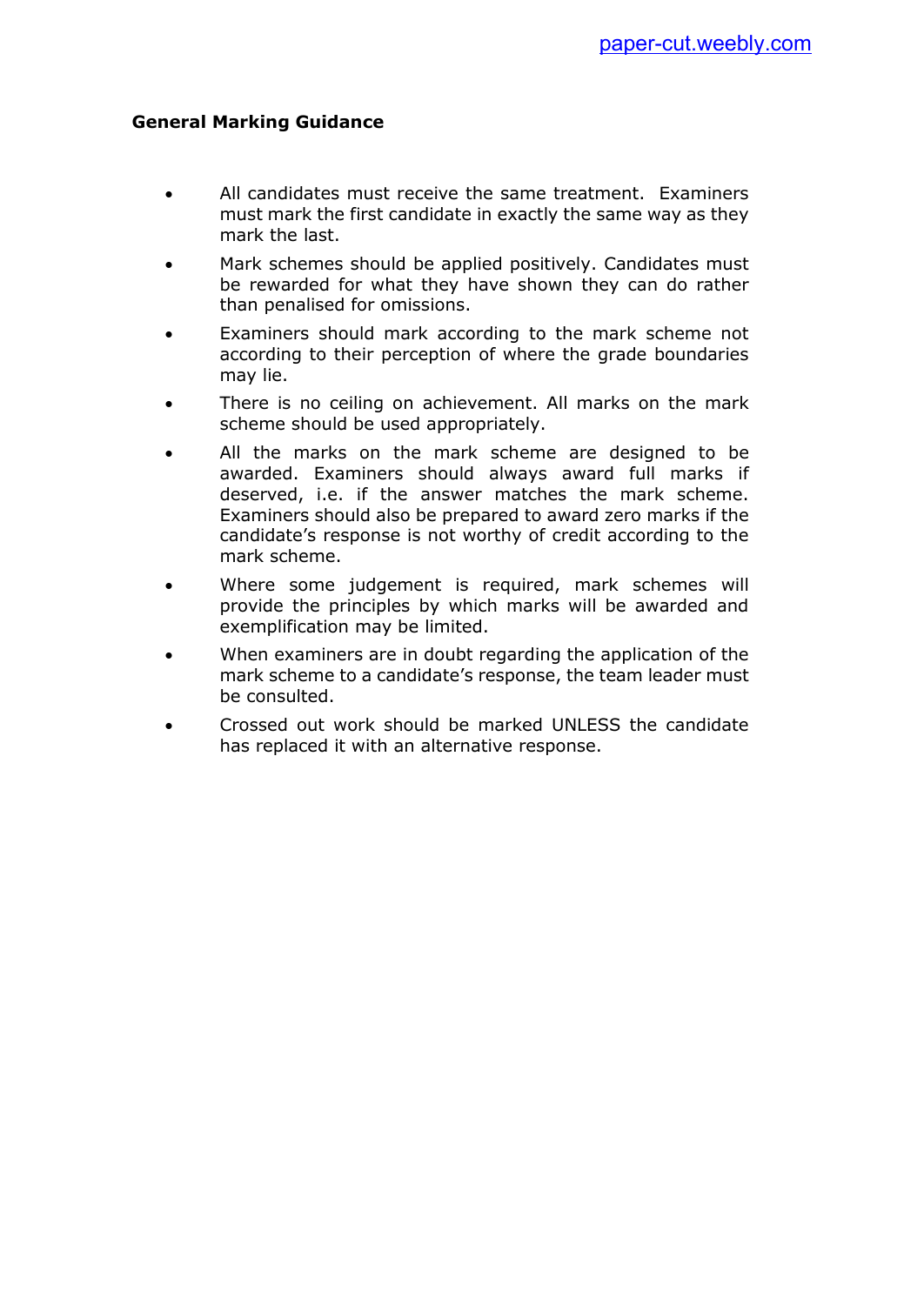**General Marking Guidance**

- All candidates must receive the same treatment. Examiners must mark the first candidate in exactly the same way as they mark the last.
- Mark schemes should be applied positively. Candidates must be rewarded for what they have shown they can do rather than penalised for omissions.
- Examiners should mark according to the mark scheme not according to their perception of where the grade boundaries may lie.
- There is no ceiling on achievement. All marks on the mark scheme should be used appropriately.
- All the marks on the mark scheme are designed to be awarded. Examiners should always award full marks if deserved, i.e. if the answer matches the mark scheme. Examiners should also be prepared to award zero marks if the candidate's response is not worthy of credit according to the mark scheme.
- Where some judgement is required, mark schemes will provide the principles by which marks will be awarded and exemplification may be limited.
- When examiners are in doubt regarding the application of the mark scheme to a candidate's response, the team leader must be consulted.
- Crossed out work should be marked UNLESS the candidate has replaced it with an alternative response.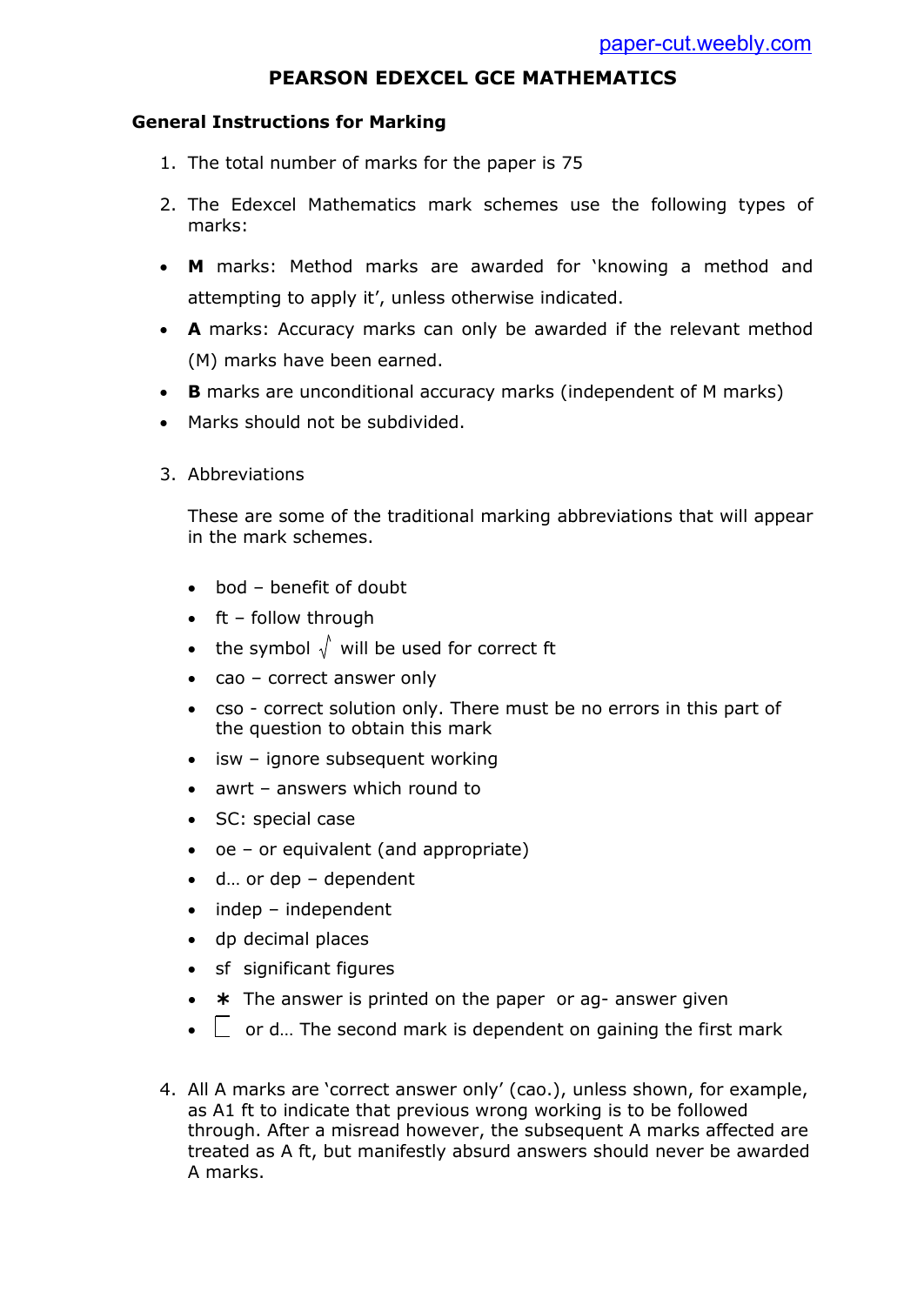# PEARSON EDEXCEL GCE MATHEMATICS

## General Instructions for Marking

1. The total number of marks for the paper is 75

2. The Edexcel Mathematics mark schemes use the following types of marks:

- **M** marks: Method marks are awarded for 'knowing a method and attempting to apply it', unless otherwise indicated.
- **A** marks: Accuracy marks can only be awarded if the relevant method (M) marks have been earned.
- **B** marks are unconditional accuracy marks (independent of M marks)
- Marks should not be subdivided.

3. Abbreviations

   These are some of the traditional marking abbreviations that will appear in the mark schemes.

   - bod – benefit of doubt
   - ft – follow through
   - the symbol $\sqrt{}$ will be used for correct ft
   - cao – correct answer only
   - cso - correct solution only. There must be no errors in this part of the question to obtain this mark
   - isw – ignore subsequent working
   - awrt – answers which round to
   - SC: special case
   - oe – or equivalent (and appropriate)
   - d… or dep – dependent
   - indep – independent
   - dp decimal places
   - sf significant figures
   - ∗ The answer is printed on the paper or ag- answer given
   - ⎣ or d… The second mark is dependent on gaining the first mark

4. All A marks are 'correct answer only' (cao.), unless shown, for example, as A1 ft to indicate that previous wrong working is to be followed through. After a misread however, the subsequent A marks affected are treated as A ft, but manifestly absurd answers should never be awarded A marks.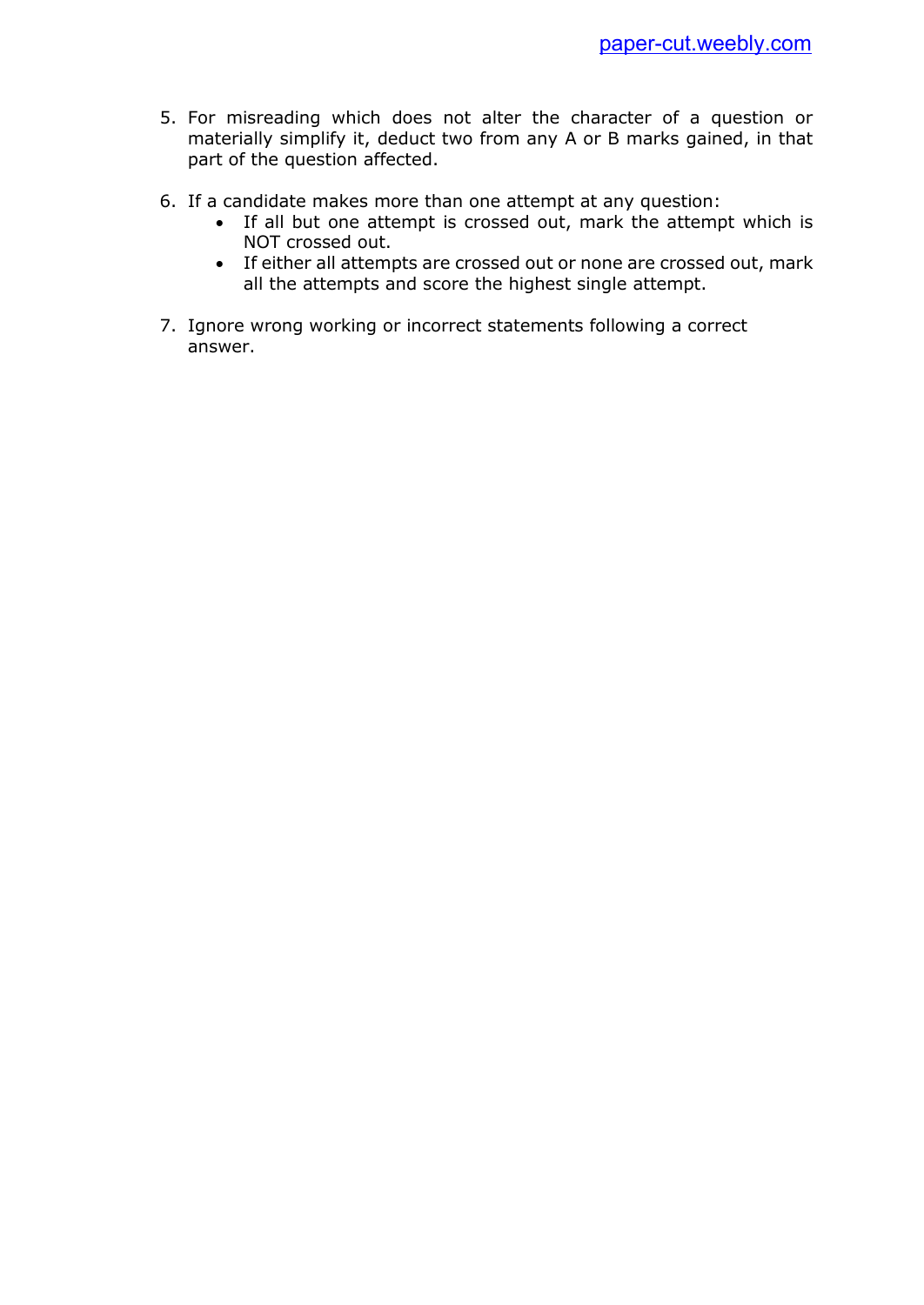5. For misreading which does not alter the character of a question or materially simplify it, deduct two from any A or B marks gained, in that part of the question affected.

6. If a candidate makes more than one attempt at any question:
   - If all but one attempt is crossed out, mark the attempt which is NOT crossed out.
   - If either all attempts are crossed out or none are crossed out, mark all the attempts and score the highest single attempt.

7. Ignore wrong working or incorrect statements following a correct answer.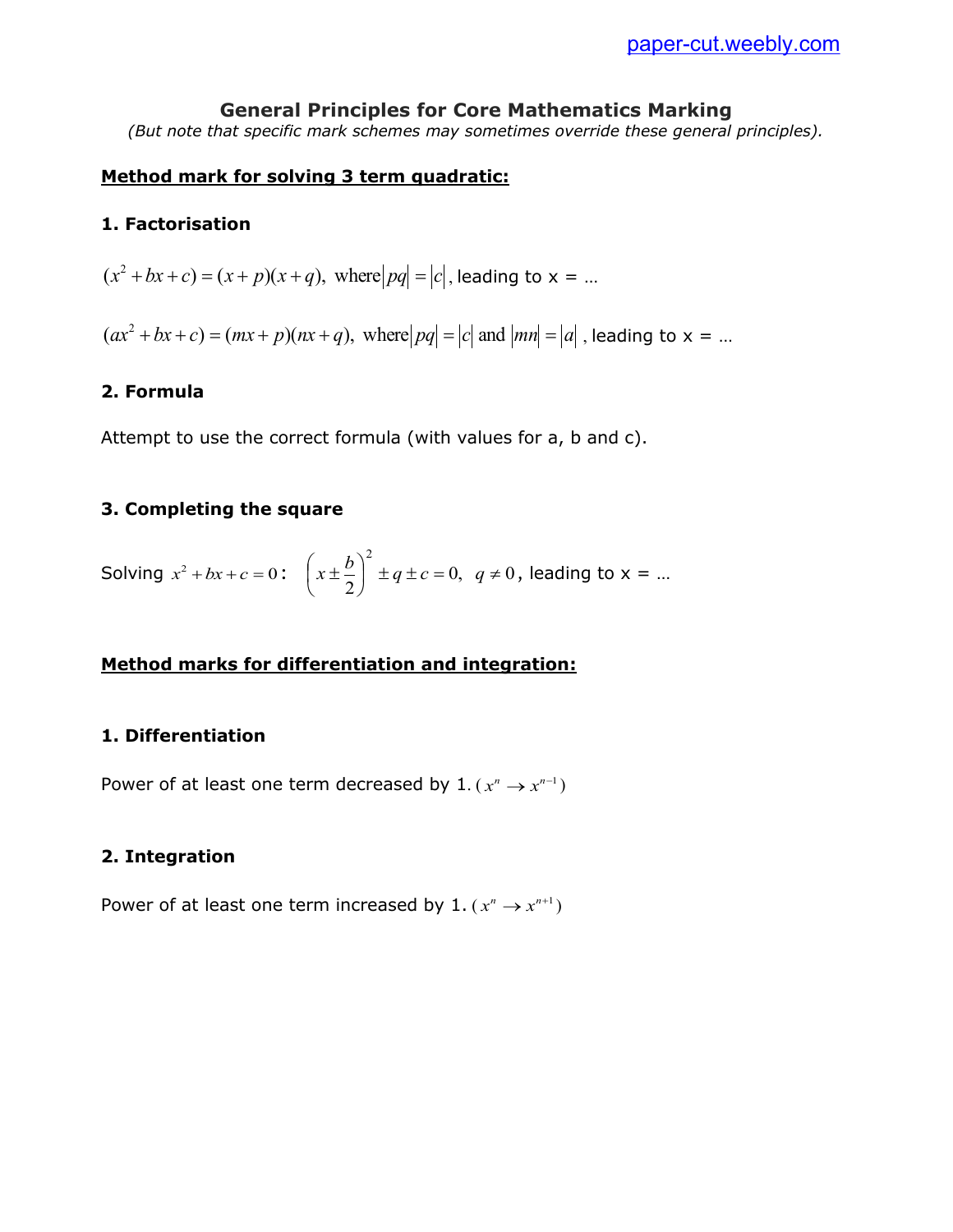## General Principles for Core Mathematics Marking

*(But note that specific mark schemes may sometimes override these general principles).*

**Method mark for solving 3 term quadratic:**

**1. Factorisation**

$(x^2 + bx + c) = (x + p)(x + q)$, where $|pq| = |c|$, leading to x = …

$(ax^2 + bx + c) = (mx + p)(nx + q)$, where $|pq| = |c|$ and $|mn| = |a|$, leading to x = …

**2. Formula**

Attempt to use the correct formula (with values for a, b and c).

**3. Completing the square**

Solving $x^2 + bx + c = 0$: $\left(x \pm \frac{b}{2}\right)^2 \pm q \pm c = 0, \quad q \neq 0$, leading to x = …

**Method marks for differentiation and integration:**

**1. Differentiation**

Power of at least one term decreased by 1. ($x^n \to x^{n-1}$)

**2. Integration**

Power of at least one term increased by 1. ($x^n \to x^{n+1}$)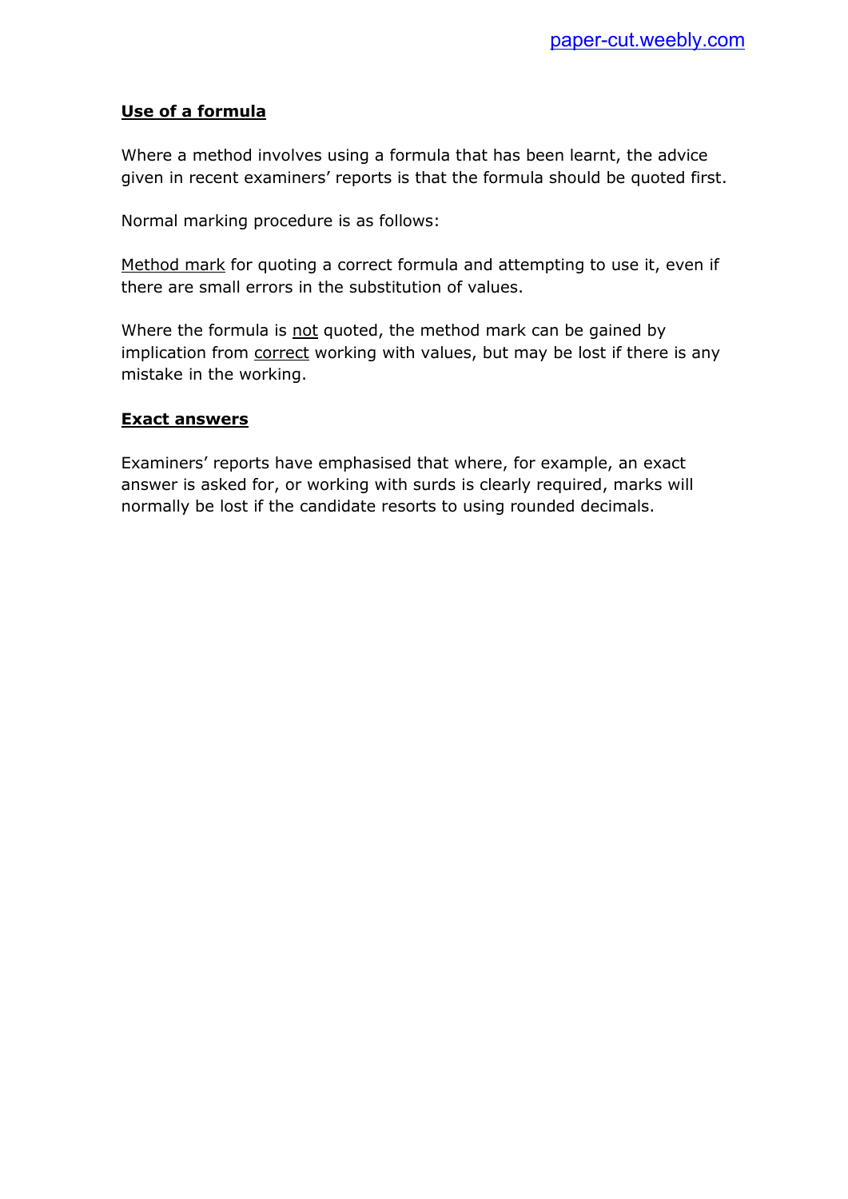## Use of a formula

Where a method involves using a formula that has been learnt, the advice given in recent examiners' reports is that the formula should be quoted first.

Normal marking procedure is as follows:

<u>Method mark</u> for quoting a correct formula and attempting to use it, even if there are small errors in the substitution of values.

Where the formula is <u>not</u> quoted, the method mark can be gained by implication from <u>correct</u> working with values, but may be lost if there is any mistake in the working.

## Exact answers

Examiners' reports have emphasised that where, for example, an exact answer is asked for, or working with surds is clearly required, marks will normally be lost if the candidate resorts to using rounded decimals.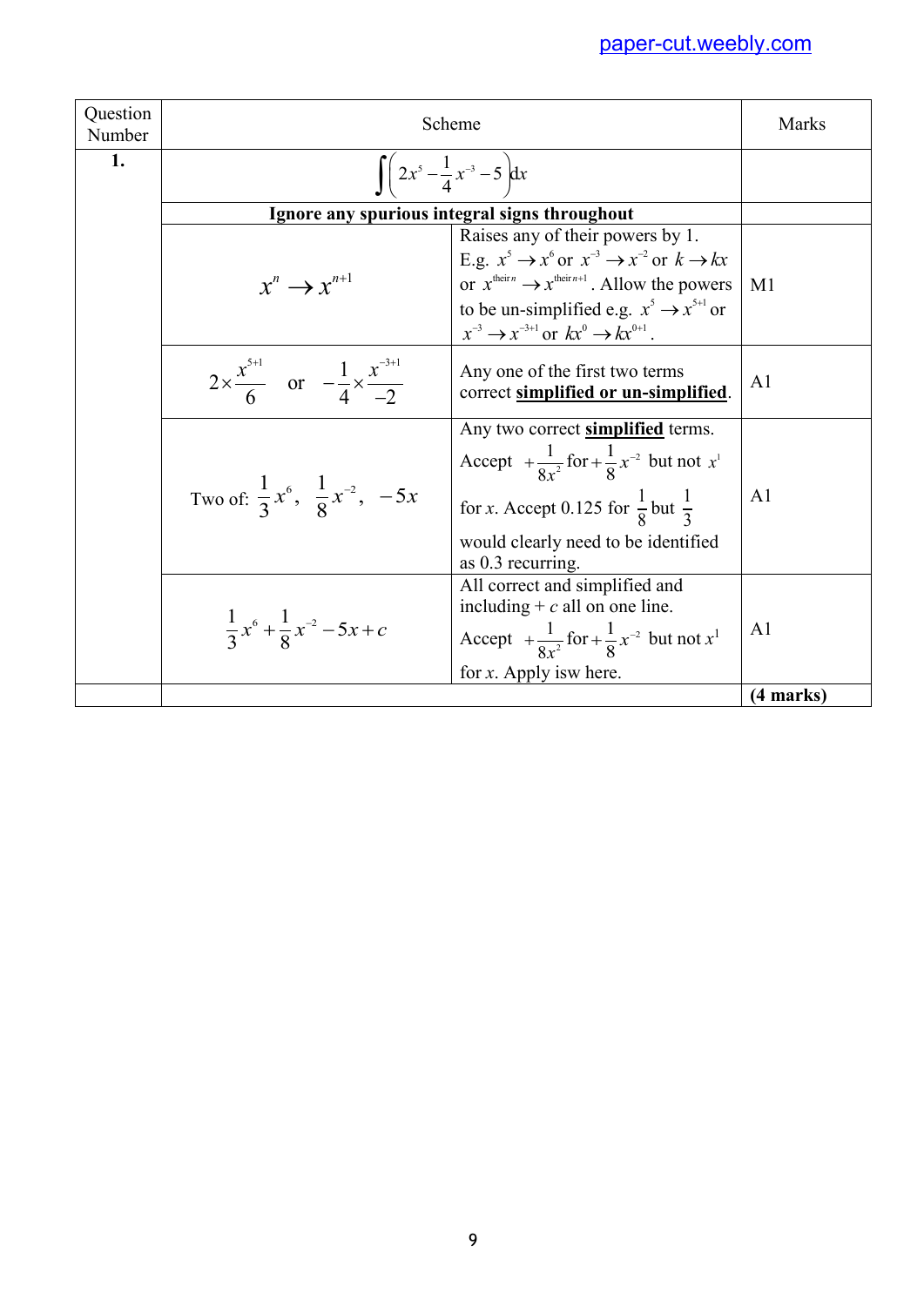| Question Number | Scheme | | Marks |
|---|---|---|---|
| **1.** | $\int \left(2x^5 - \frac{1}{4}x^{-3} - 5\right) dx$ | | |
| | **Ignore any spurious integral signs throughout** | | |
| | $x^n \to x^{n+1}$ | Raises any of their powers by 1. E.g. $x^5 \to x^6$ or $x^{-3} \to x^{-2}$ or $k \to kx$ or $x^{\text{their}\,n} \to x^{\text{their}\,n+1}$. Allow the powers to be un-simplified e.g. $x^5 \to x^{5+1}$ or $x^{-3} \to x^{-3+1}$ or $kx^0 \to kx^{0+1}$. | M1 |
| | $2 \times \frac{x^{5+1}}{6}$ or $-\frac{1}{4} \times \frac{x^{-3+1}}{-2}$ | Any one of the first two terms correct **simplified or un-simplified**. | A1 |
| | Two of: $\frac{1}{3}x^6$, $\frac{1}{8}x^{-2}$, $-5x$ | Any two correct **simplified** terms. Accept $+\frac{1}{8x^2}$ for $+\frac{1}{8}x^{-2}$ but not $x^1$ for $x$. Accept 0.125 for $\frac{1}{8}$ but $\frac{1}{3}$ would clearly need to be identified as 0.3 recurring. | A1 |
| | $\frac{1}{3}x^6 + \frac{1}{8}x^{-2} - 5x + c$ | All correct and simplified and including + $c$ all on one line. Accept $+\frac{1}{8x^2}$ for $+\frac{1}{8}x^{-2}$ but not $x^1$ for $x$. Apply isw here. | A1 |
| | | | **(4 marks)** |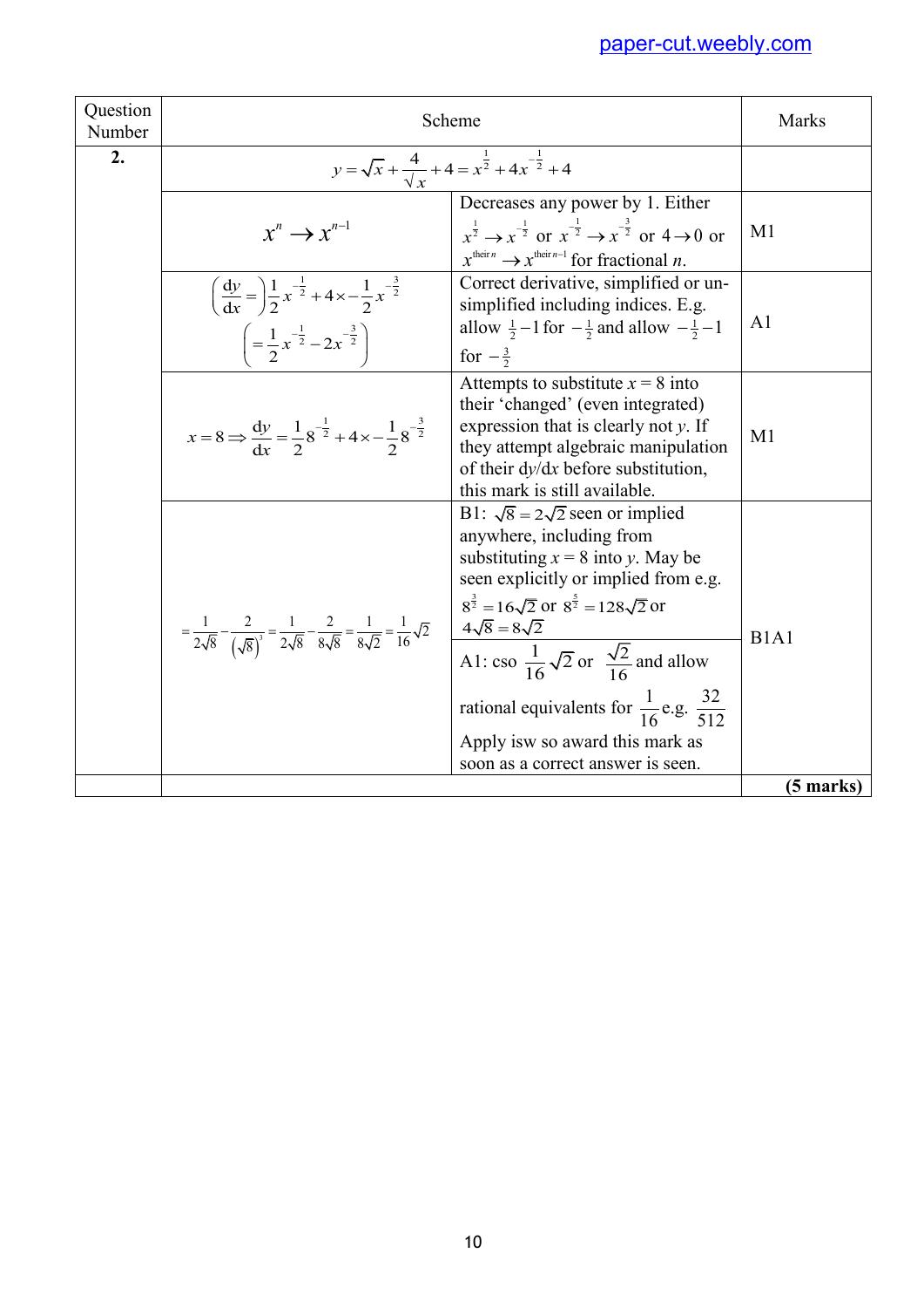| Question Number | Scheme | | Marks |
|---|---|---|---|
| **2.** | $y=\sqrt{x}+\dfrac{4}{\sqrt{x}}+4=x^{\frac{1}{2}}+4x^{-\frac{1}{2}}+4$ | | |
| | $x^n \to x^{n-1}$ | Decreases any power by 1. Either $x^{\frac{1}{2}} \to x^{-\frac{1}{2}}$ or $x^{-\frac{1}{2}} \to x^{-\frac{3}{2}}$ or $4 \to 0$ or $x^{\text{their } n} \to x^{\text{their } n-1}$ for fractional $n$. | M1 |
| | $\left(\dfrac{dy}{dx}=\right)\dfrac{1}{2}x^{-\frac{1}{2}}+4\times -\dfrac{1}{2}x^{-\frac{3}{2}}$ $\left(=\dfrac{1}{2}x^{-\frac{1}{2}}-2x^{-\frac{3}{2}}\right)$ | Correct derivative, simplified or un-simplified including indices. E.g. allow $\frac{1}{2}-1$ for $-\frac{1}{2}$ and allow $-\frac{1}{2}-1$ for $-\frac{3}{2}$ | A1 |
| | $x=8 \Rightarrow \dfrac{dy}{dx}=\dfrac{1}{2}8^{-\frac{1}{2}}+4\times -\dfrac{1}{2}8^{-\frac{3}{2}}$ | Attempts to substitute $x = 8$ into their 'changed' (even integrated) expression that is clearly not $y$. If they attempt algebraic manipulation of their $dy/dx$ before substitution, this mark is still available. | M1 |
| | $=\dfrac{1}{2\sqrt{8}}-\dfrac{2}{\left(\sqrt{8}\right)^3}=\dfrac{1}{2\sqrt{8}}-\dfrac{2}{8\sqrt{8}}=\dfrac{1}{8\sqrt{2}}=\dfrac{1}{16}\sqrt{2}$ | B1: $\sqrt{8}=2\sqrt{2}$ seen or implied anywhere, including from substituting $x = 8$ into $y$. May be seen explicitly or implied from e.g. $8^{\frac{3}{2}}=16\sqrt{2}$ or $8^{\frac{5}{2}}=128\sqrt{2}$ or $4\sqrt{8}=8\sqrt{2}$<br><br>A1: cso $\dfrac{1}{16}\sqrt{2}$ or $\dfrac{\sqrt{2}}{16}$ and allow rational equivalents for $\dfrac{1}{16}$ e.g. $\dfrac{32}{512}$<br>Apply isw so award this mark as soon as a correct answer is seen. | B1A1 |
| | | | **(5 marks)** |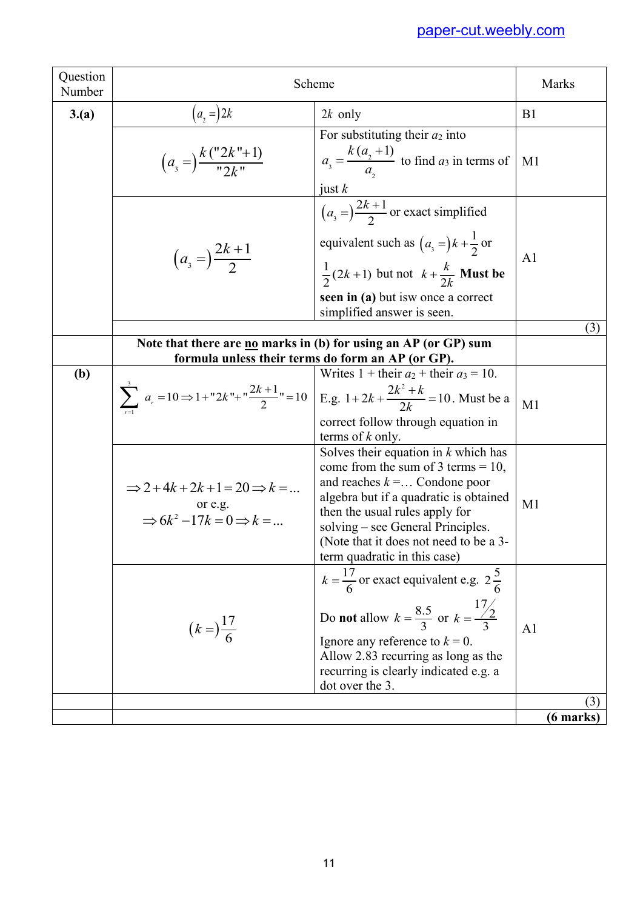| Question Number | Scheme | | Marks |
|---|---|---|---|
| **3.(a)** | $(a_2 =)2k$ | $2k$ only | B1 |
| | $(a_3 =)\dfrac{k(\text{"}2k\text{"}+1)}{\text{"}2k\text{"}}$ | For substituting their $a_2$ into $a_3 = \dfrac{k(a_2+1)}{a_2}$ to find $a_3$ in terms of just $k$ | M1 |
| | $(a_3 =)\dfrac{2k+1}{2}$ | $(a_3 =)\dfrac{2k+1}{2}$ or exact simplified equivalent such as $(a_3 =)k+\dfrac{1}{2}$ or $\dfrac{1}{2}(2k+1)$ but not $k+\dfrac{k}{2k}$ **Must be seen in (a)** but isw once a correct simplified answer is seen. | A1 |
| | | | (3) |
| | **Note that there are <u>no</u> marks in (b) for using an AP (or GP) sum formula unless their terms do form an AP (or GP).** | | |
| **(b)** | $\sum_{r=1}^{3} a_r = 10 \Rightarrow 1+\text{"}2k\text{"}+\text{"}\dfrac{2k+1}{2}\text{"}=10$ | Writes 1 + their $a_2$ + their $a_3$ = 10. E.g. $1+2k+\dfrac{2k^2+k}{2k}=10$. Must be a correct follow through equation in terms of $k$ only. | M1 |
| | $\Rightarrow 2+4k+2k+1=20 \Rightarrow k=...$ or e.g. $\Rightarrow 6k^2-17k=0 \Rightarrow k=...$ | Solves their equation in $k$ which has come from the sum of 3 terms = 10, and reaches $k=$… Condone poor algebra but if a quadratic is obtained then the usual rules apply for solving – see General Principles. (Note that it does not need to be a 3-term quadratic in this case) | M1 |
| | $(k=)\dfrac{17}{6}$ | $k=\dfrac{17}{6}$ or exact equivalent e.g. $2\dfrac{5}{6}$ Do **not** allow $k=\dfrac{8.5}{3}$ or $k=\dfrac{17/2}{3}$ Ignore any reference to $k=0$. Allow 2.83 recurring as long as the recurring is clearly indicated e.g. a dot over the 3. | A1 |
| | | | (3) |
| | | | **(6 marks)** |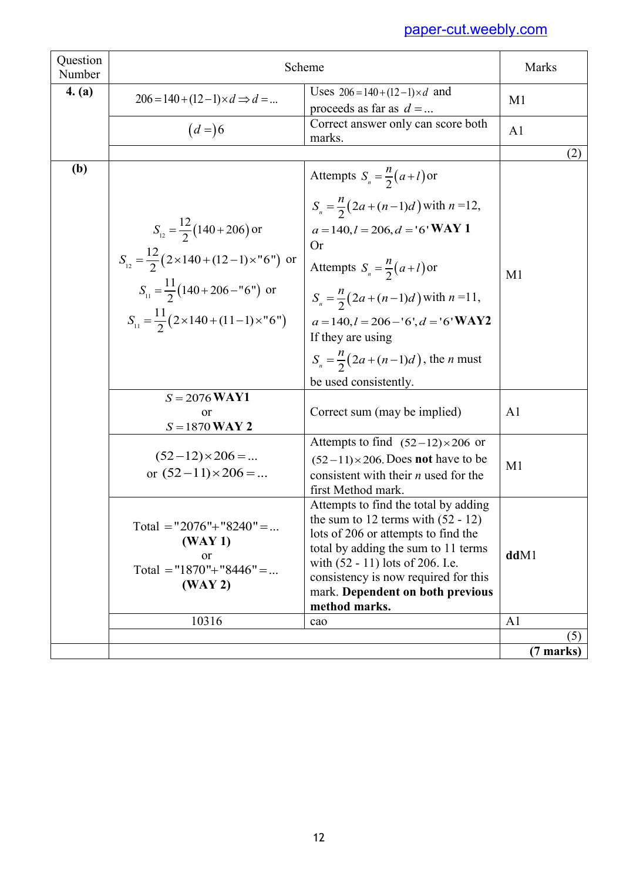| Question Number | Scheme | | Marks |
|---|---|---|---|
| **4. (a)** | $206 = 140 + (12-1) \times d \Rightarrow d = ...$ | Uses $206 = 140 + (12-1) \times d$ and proceeds as far as $d = ...$ | M1 |
| | $(d =) 6$ | Correct answer only can score both marks. | A1 |
| | | | (2) |
| **(b)** | $S_{12} = \frac{12}{2}(140 + 206)$ or $S_{12} = \frac{12}{2}(2 \times 140 + (12-1) \times "6")$ or $S_{11} = \frac{11}{2}(140 + 206 - "6")$ or $S_{11} = \frac{11}{2}(2 \times 140 + (11-1) \times "6")$ | Attempts $S_n = \frac{n}{2}(a + l)$ or $S_n = \frac{n}{2}(2a + (n-1)d)$ with $n = 12$, $a = 140, l = 206, d = '6'$ **WAY 1** Or Attempts $S_n = \frac{n}{2}(a + l)$ or $S_n = \frac{n}{2}(2a + (n-1)d)$ with $n = 11$, $a = 140, l = 206 - '6', d = '6'$ **WAY2** If they are using $S_n = \frac{n}{2}(2a + (n-1)d)$, the $n$ must be used consistently. | M1 |
| | $S = 2076$ **WAY1** or $S = 1870$ **WAY 2** | Correct sum (may be implied) | A1 |
| | $(52-12) \times 206 = ...$ or $(52-11) \times 206 = ...$ | Attempts to find $(52-12) \times 206$ or $(52-11) \times 206$. Does **not** have to be consistent with their $n$ used for the first Method mark. | M1 |
| | Total $= "2076" + "8240" = ...$ **(WAY 1)** or Total $= "1870" + "8446" = ...$ **(WAY 2)** | Attempts to find the total by adding the sum to 12 terms with (52 - 12) lots of 206 or attempts to find the total by adding the sum to 11 terms with (52 - 11) lots of 206. I.e. consistency is now required for this mark. **Dependent on both previous method marks.** | **dd**M1 |
| | 10316 | cao | A1 |
| | | | (5) |
| | | | **(7 marks)** |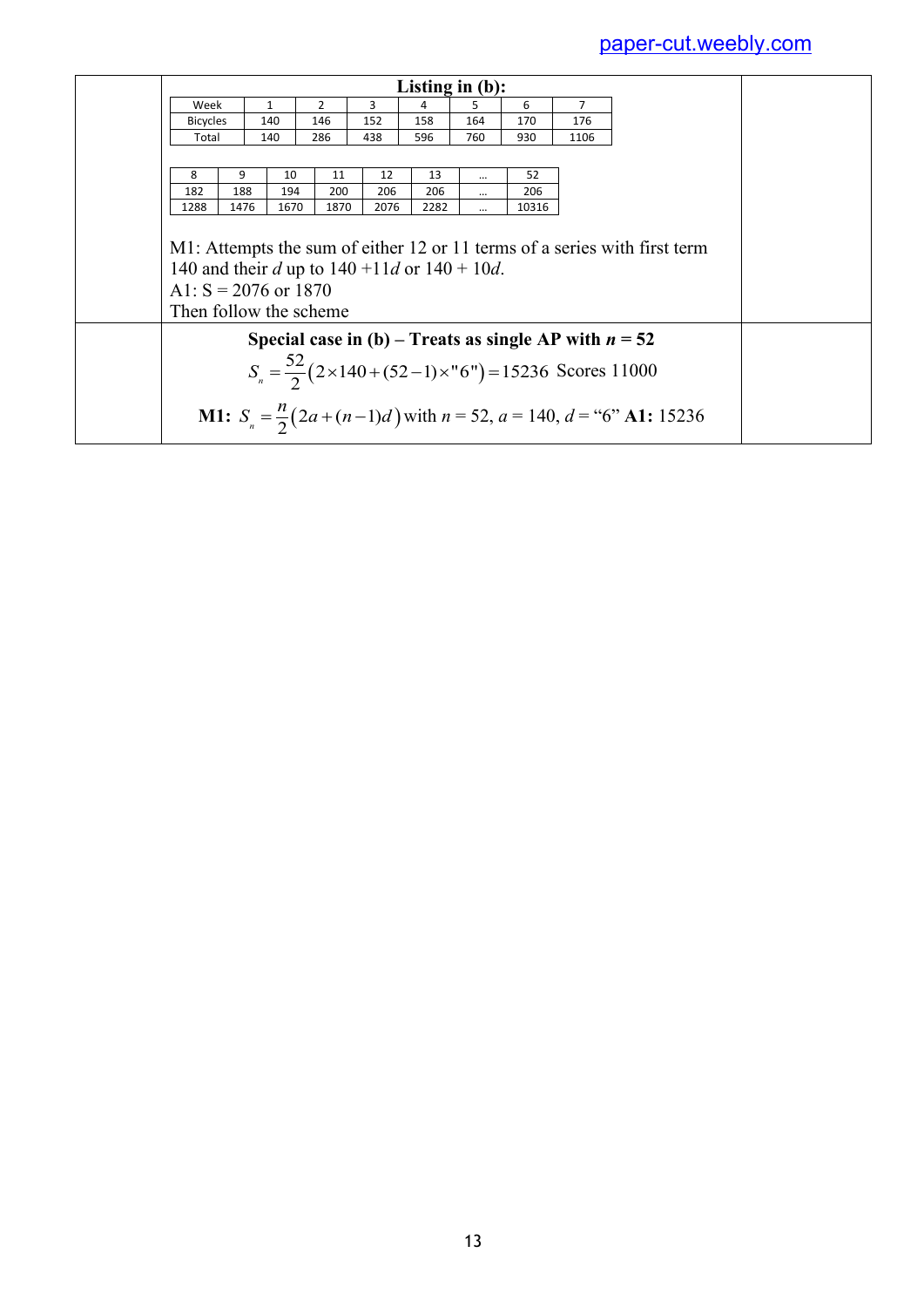**Listing in (b):**

| Week | 1 | 2 | 3 | 4 | 5 | 6 | 7 |
|---|---|---|---|---|---|---|---|
| Bicycles | 140 | 146 | 152 | 158 | 164 | 170 | 176 |
| Total | 140 | 286 | 438 | 596 | 760 | 930 | 1106 |

| 8 | 9 | 10 | 11 | 12 | 13 | … | 52 |
|---|---|---|---|---|---|---|---|
| 182 | 188 | 194 | 200 | 206 | 206 | … | 206 |
| 1288 | 1476 | 1670 | 1870 | 2076 | 2282 | … | 10316 |

M1: Attempts the sum of either 12 or 11 terms of a series with first term 140 and their $d$ up to $140 + 11d$ or $140 + 10d$.
A1: S = 2076 or 1870
Then follow the scheme

**Special case in (b) – Treats as single AP with $n$ = 52**

$$S_n = \frac{52}{2}\left(2\times140+(52-1)\times\text{"6"}\right)=15236 \text{ Scores 11000}$$

**M1:** $S_n = \frac{n}{2}\left(2a+(n-1)d\right)$ with $n$ = 52, $a$ = 140, $d$ = "6" **A1:** 15236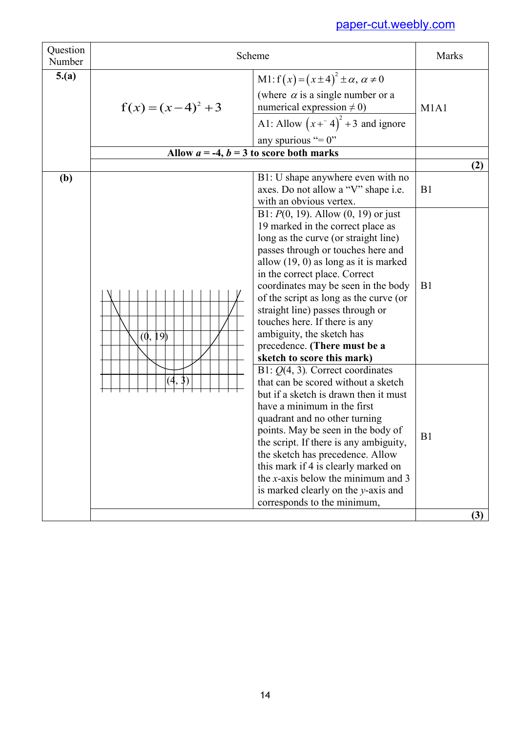| Question Number | Scheme | | Marks |
|---|---|---|---|
| **5.(a)** | $f(x) = (x-4)^2 + 3$ | M1: $f(x) = (x \pm 4)^2 \pm \alpha,\ \alpha \neq 0$ (where $\alpha$ is a single number or a numerical expression $\neq 0$) | M1A1 |
| | | A1: Allow $(x + {}^{-}4)^2 + 3$ and ignore any spurious "= 0" | |
| | **Allow $a$ = -4, $b$ = 3 to score both marks** | | |
| | | | **(2)** |
| **(b)** | | B1: U shape anywhere even with no axes. Do not allow a "V" shape i.e. with an obvious vertex. | B1 |
| | (0, 19)<br>(4, 3) | B1: $P$(0, 19). Allow (0, 19) or just 19 marked in the correct place as long as the curve (or straight line) passes through or touches here and allow (19, 0) as long as it is marked in the correct place. Correct coordinates may be seen in the body of the script as long as the curve (or straight line) passes through or touches here. If there is any ambiguity, the sketch has precedence. **(There must be a sketch to score this mark)** | B1 |
| | | B1: $Q$(4, 3). Correct coordinates that can be scored without a sketch but if a sketch is drawn then it must have a minimum in the first quadrant and no other turning points. May be seen in the body of the script. If there is any ambiguity, the sketch has precedence. Allow this mark if 4 is clearly marked on the $x$-axis below the minimum and 3 is marked clearly on the $y$-axis and corresponds to the minimum, | B1 |
| | | | **(3)** |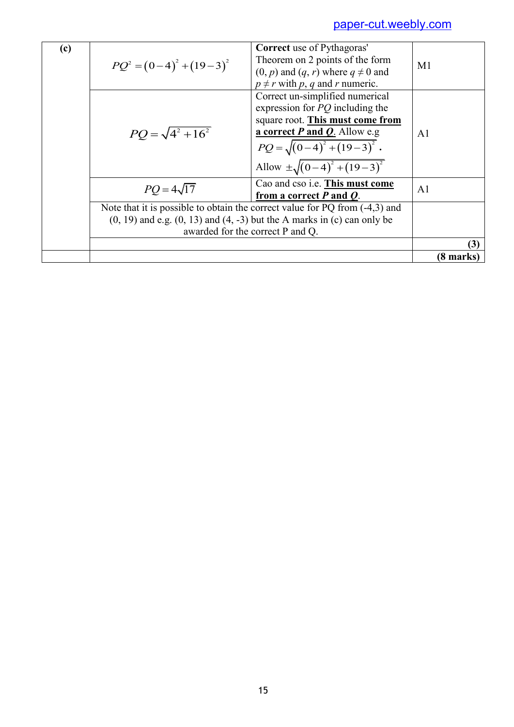| | | | |
|---|---|---|---|
| **(c)** | $PQ^2 = (0-4)^2 + (19-3)^2$ | **Correct** use of Pythagoras' Theorem on 2 points of the form $(0, p)$ and $(q, r)$ where $q \neq 0$ and $p \neq r$ with $p$, $q$ and $r$ numeric. | M1 |
| | $PQ = \sqrt{4^2 + 16^2}$ | Correct un-simplified numerical expression for $PQ$ including the square root. **This must come from a correct *P* and *Q***. Allow e.g $PQ = \sqrt{(0-4)^2 + (19-3)^2}$. Allow $\pm\sqrt{(0-4)^2 + (19-3)^2}$ | A1 |
| | $PQ = 4\sqrt{17}$ | Cao and cso i.e. **This must come from a correct *P* and *Q***. | A1 |
| | Note that it is possible to obtain the correct value for PQ from (-4,3) and (0, 19) and e.g. (0, 13) and (4, -3) but the A marks in (c) can only be awarded for the correct P and Q. | | |
| | | | **(3)** |
| | | | **(8 marks)** |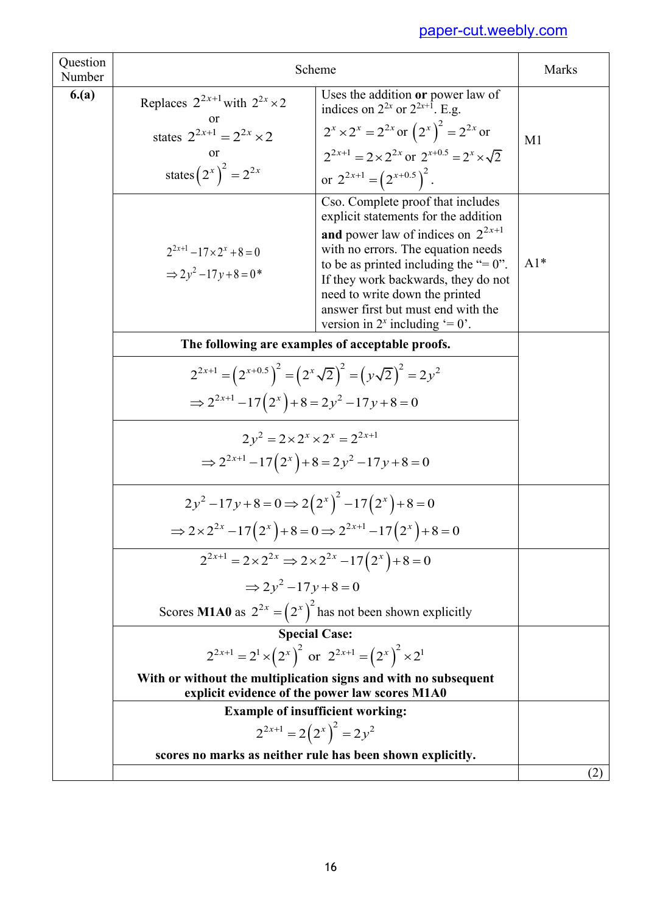| Question Number | Scheme | | Marks |
|---|---|---|---|
| **6.(a)** | Replaces $2^{2x+1}$ with $2^{2x} \times 2$ or states $2^{2x+1} = 2^{2x} \times 2$ or states $\left(2^x\right)^2 = 2^{2x}$ | Uses the addition **or** power law of indices on $2^{2x}$ or $2^{2x+1}$. E.g. $2^x \times 2^x = 2^{2x}$ or $\left(2^x\right)^2 = 2^{2x}$ or $2^{2x+1} = 2 \times 2^{2x}$ or $2^{x+0.5} = 2^x \times \sqrt{2}$ or $2^{2x+1} = \left(2^{x+0.5}\right)^2$. | M1 |
| | $2^{2x+1} - 17 \times 2^x + 8 = 0$ $\Rightarrow 2y^2 - 17y + 8 = 0$* | Cso. Complete proof that includes explicit statements for the addition **and** power law of indices on $2^{2x+1}$ with no errors. The equation needs to be as printed including the "= 0". If they work backwards, they do not need to write down the printed answer first but must end with the version in $2^x$ including '= 0'. | A1* |
| | **The following are examples of acceptable proofs.** | | |
| | $2^{2x+1} = \left(2^{x+0.5}\right)^2 = \left(2^x\sqrt{2}\right)^2 = \left(y\sqrt{2}\right)^2 = 2y^2$ $\Rightarrow 2^{2x+1} - 17\left(2^x\right) + 8 = 2y^2 - 17y + 8 = 0$ | | |
| | $2y^2 = 2 \times 2^x \times 2^x = 2^{2x+1}$ $\Rightarrow 2^{2x+1} - 17\left(2^x\right) + 8 = 2y^2 - 17y + 8 = 0$ | | |
| | $2y^2 - 17y + 8 = 0 \Rightarrow 2\left(2^x\right)^2 - 17\left(2^x\right) + 8 = 0$ $\Rightarrow 2 \times 2^{2x} - 17\left(2^x\right) + 8 = 0 \Rightarrow 2^{2x+1} - 17\left(2^x\right) + 8 = 0$ | | |
| | $2^{2x+1} = 2 \times 2^{2x} \Rightarrow 2 \times 2^{2x} - 17\left(2^x\right) + 8 = 0$ $\Rightarrow 2y^2 - 17y + 8 = 0$ Scores **M1A0** as $2^{2x} = \left(2^x\right)^2$ has not been shown explicitly | | |
| | **Special Case:** $2^{2x+1} = 2^1 \times \left(2^x\right)^2$ or $2^{2x+1} = \left(2^x\right)^2 \times 2^1$ **With or without the multiplication signs and with no subsequent explicit evidence of the power law scores M1A0** | | |
| | **Example of insufficient working:** $2^{2x+1} = 2\left(2^x\right)^2 = 2y^2$ **scores no marks as neither rule has been shown explicitly.** | | |
| | | | (2) |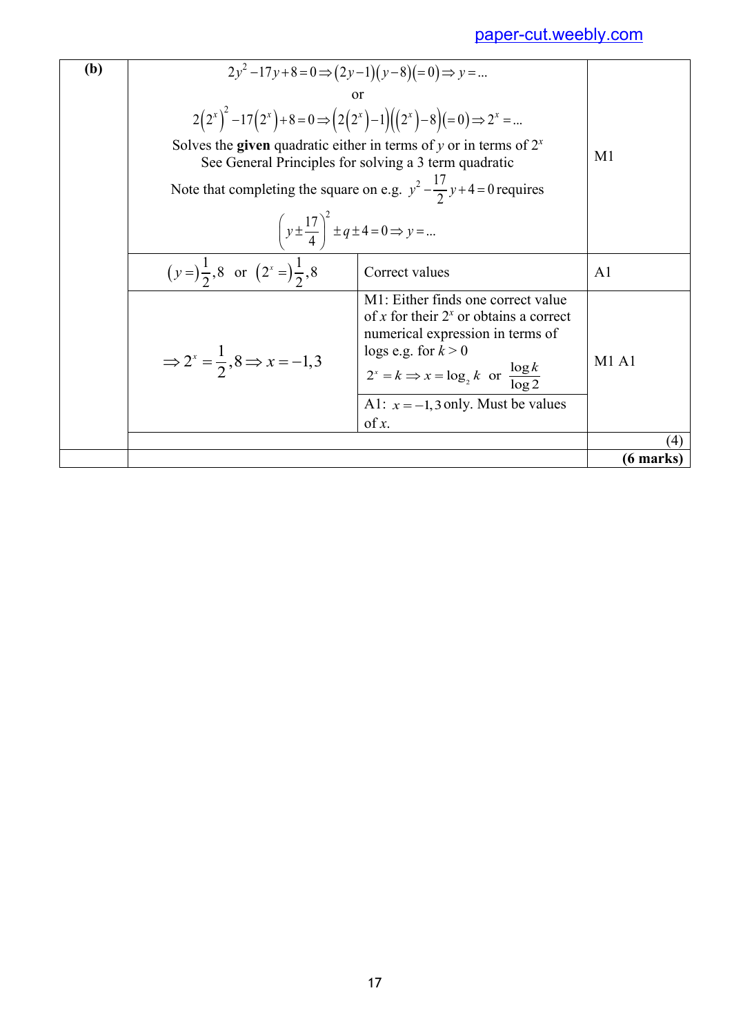| | | | |
|---|---|---|---|
| **(b)** | $2y^2-17y+8=0 \Rightarrow (2y-1)(y-8)(=0) \Rightarrow y=...$<br>or<br>$2(2^x)^2-17(2^x)+8=0 \Rightarrow (2(2^x)-1)((2^x)-8)(=0) \Rightarrow 2^x=...$<br>Solves the **given** quadratic either in terms of $y$ or in terms of $2^x$<br>See General Principles for solving a 3 term quadratic<br>Note that completing the square on e.g. $y^2-\frac{17}{2}y+4=0$ requires<br>$\left(y\pm\frac{17}{4}\right)^2 \pm q \pm 4=0 \Rightarrow y=...$ | | M1 |
| | $(y=)\frac{1}{2},8$ or $(2^x=)\frac{1}{2},8$ | Correct values | A1 |
| | $\Rightarrow 2^x=\frac{1}{2},8 \Rightarrow x=-1,3$ | M1: Either finds one correct value of $x$ for their $2^x$ or obtains a correct numerical expression in terms of logs e.g. for $k>0$<br>$2^x=k \Rightarrow x=\log_2 k$ or $\frac{\log k}{\log 2}$<br>A1: $x=-1,3$ only. Must be values of $x$. | M1 A1 |
| | | | (4) |
| | | | **(6 marks)** |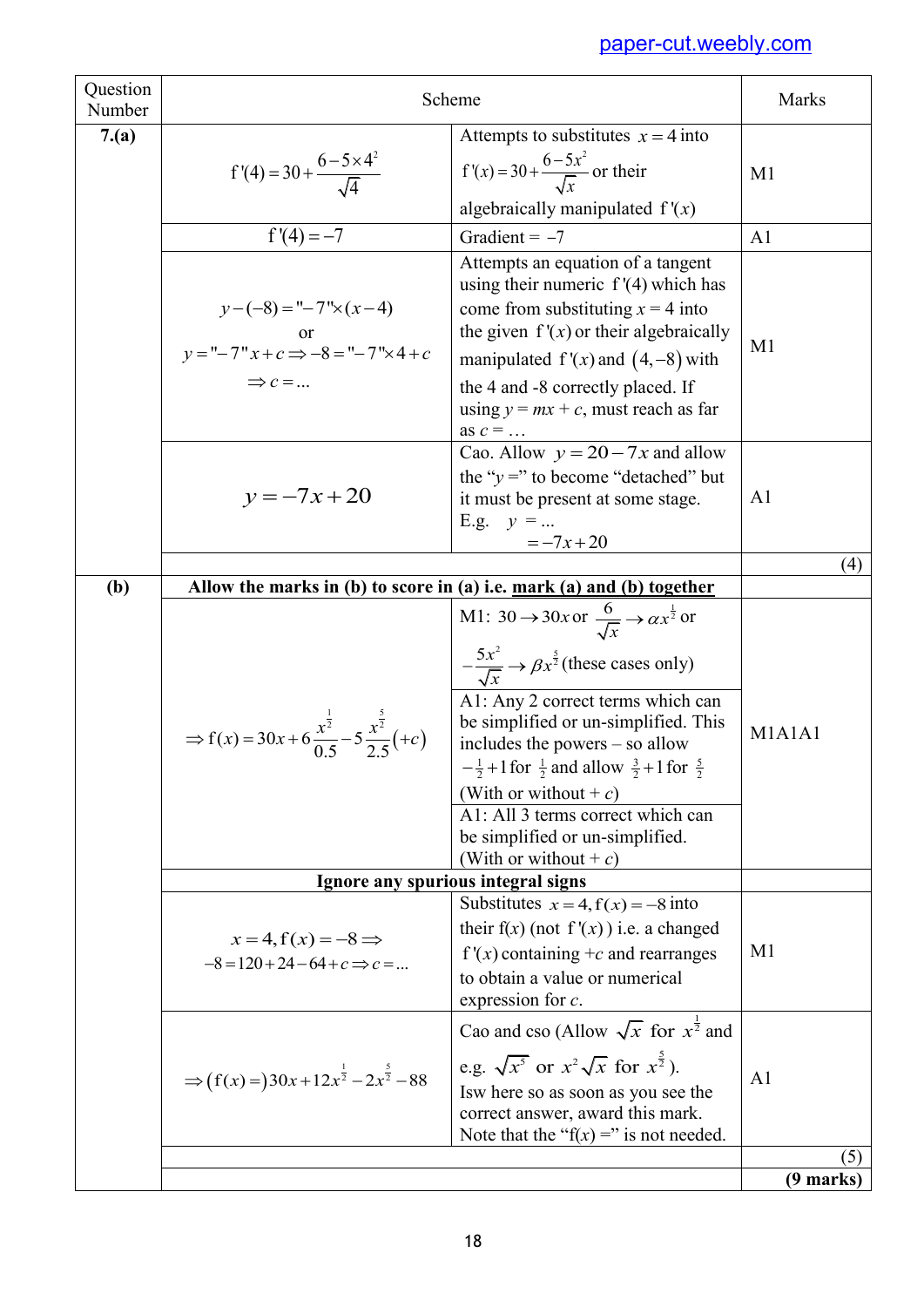| Question Number | Scheme | | Marks |
|---|---|---|---|
| **7.(a)** | $\text{f}'(4) = 30 + \dfrac{6 - 5\times 4^2}{\sqrt{4}}$ | Attempts to substitutes $x = 4$ into $\text{f}'(x) = 30 + \dfrac{6-5x^2}{\sqrt{x}}$ or their algebraically manipulated $\text{f}'(x)$ | M1 |
| | $\text{f}'(4) = -7$ | Gradient $= -7$ | A1 |
| | $y - (-8) = \text{"}-7\text{"}\times(x-4)$ or $y = \text{"}-7\text{"}x + c \Rightarrow -8 = \text{"}-7\text{"}\times 4 + c \Rightarrow c = \ldots$ | Attempts an equation of a tangent using their numeric $\text{f}'(4)$ which has come from substituting $x = 4$ into the given $\text{f}'(x)$ or their algebraically manipulated $\text{f}'(x)$ and $(4, -8)$ with the 4 and -8 correctly placed. If using $y = mx + c$, must reach as far as $c = \ldots$ | M1 |
| | $y = -7x + 20$ | Cao. Allow $y = 20 - 7x$ and allow the "$y =$" to become "detached" but it must be present at some stage. E.g. $y = \ldots$ $= -7x + 20$ | A1 |
| | | | (4) |
| **(b)** | **Allow the marks in (b) to score in (a) i.e. mark (a) and (b) together** | | |
| | $\Rightarrow \text{f}(x) = 30x + 6\dfrac{x^{\frac{1}{2}}}{0.5} - 5\dfrac{x^{\frac{5}{2}}}{2.5}(+c)$ | M1: $30 \to 30x$ or $\dfrac{6}{\sqrt{x}} \to \alpha x^{\frac{1}{2}}$ or $-\dfrac{5x^2}{\sqrt{x}} \to \beta x^{\frac{5}{2}}$ (these cases only)<br>A1: Any 2 correct terms which can be simplified or un-simplified. This includes the powers – so allow $-\frac{1}{2}+1$ for $\frac{1}{2}$ and allow $\frac{3}{2}+1$ for $\frac{5}{2}$ (With or without $+\ c$)<br>A1: All 3 terms correct which can be simplified or un-simplified. (With or without $+\ c$) | M1A1A1 |
| | **Ignore any spurious integral signs** | | |
| | $x = 4, \text{f}(x) = -8 \Rightarrow$ $-8 = 120 + 24 - 64 + c \Rightarrow c = \ldots$ | Substitutes $x = 4, \text{f}(x) = -8$ into their $\text{f}(x)$ (not $\text{f}'(x)$) i.e. a changed $\text{f}'(x)$ containing $+c$ and rearranges to obtain a value or numerical expression for $c$. | M1 |
| | $\Rightarrow (\text{f}(x) =) 30x + 12x^{\frac{1}{2}} - 2x^{\frac{5}{2}} - 88$ | Cao and cso (Allow $\sqrt{x}$ for $x^{\frac{1}{2}}$ and e.g. $\sqrt{x^5}$ or $x^2\sqrt{x}$ for $x^{\frac{5}{2}}$). Isw here so as soon as you see the correct answer, award this mark. Note that the "f($x$) =" is not needed. | A1 |
| | | | (5) |
| | | | **(9 marks)** |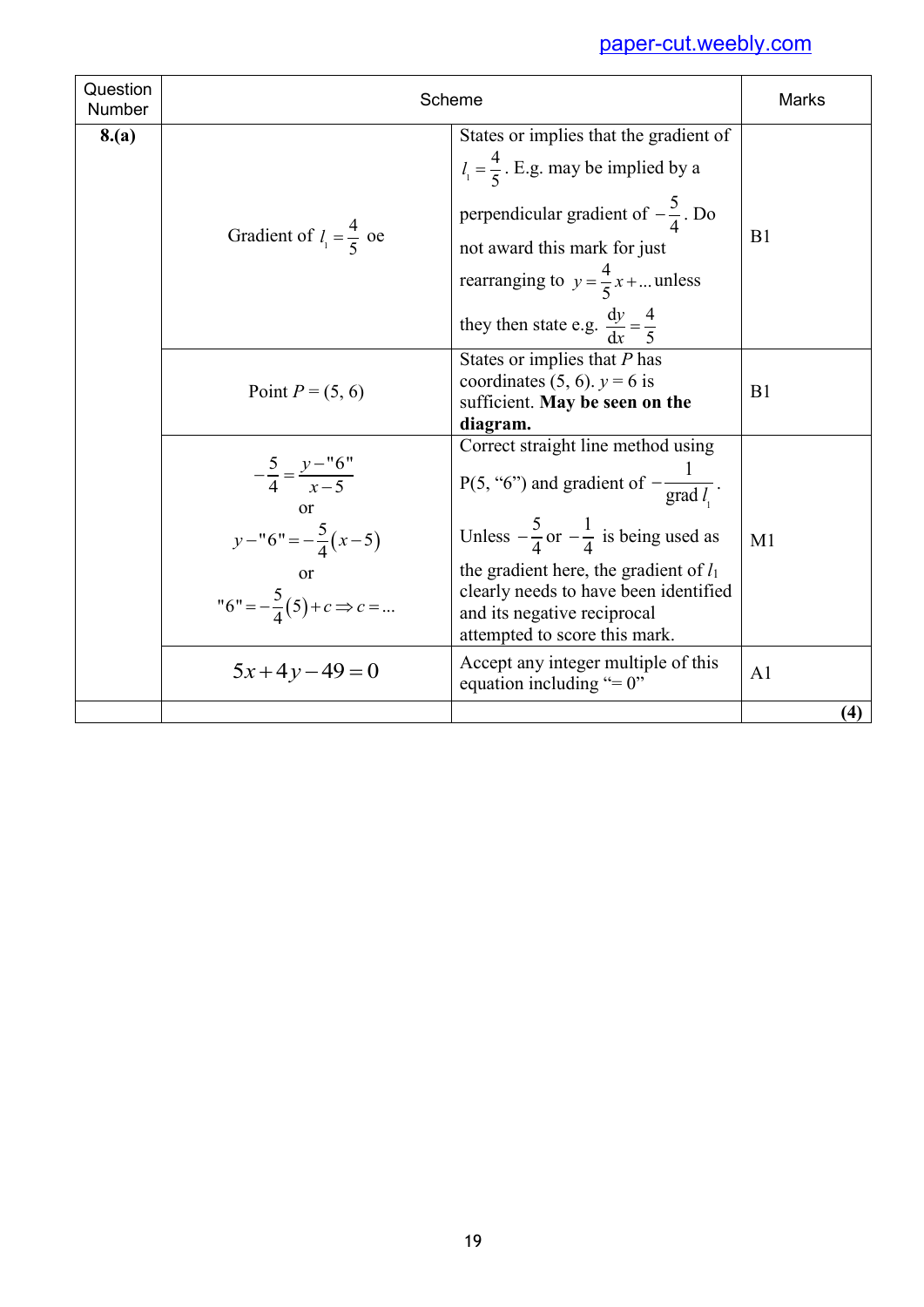| Question Number | Scheme | | Marks |
|---|---|---|---|
| **8.(a)** | Gradient of $l_1 = \frac{4}{5}$ oe | States or implies that the gradient of $l_1 = \frac{4}{5}$. E.g. may be implied by a perpendicular gradient of $-\frac{5}{4}$. Do not award this mark for just rearranging to $y = \frac{4}{5}x + ...$ unless they then state e.g. $\frac{dy}{dx} = \frac{4}{5}$ | B1 |
| | Point $P = (5, 6)$ | States or implies that $P$ has coordinates (5, 6). $y = 6$ is sufficient. **May be seen on the diagram.** | B1 |
| | $-\frac{5}{4} = \frac{y - "6"}{x - 5}$ or $y - "6" = -\frac{5}{4}(x - 5)$ or $"6" = -\frac{5}{4}(5) + c \Rightarrow c = ...$ | Correct straight line method using P(5, "6") and gradient of $-\frac{1}{\text{grad } l_1}$. Unless $-\frac{5}{4}$ or $-\frac{1}{4}$ is being used as the gradient here, the gradient of $l_1$ clearly needs to have been identified and its negative reciprocal attempted to score this mark. | M1 |
| | $5x + 4y - 49 = 0$ | Accept any integer multiple of this equation including "= 0" | A1 |
| | | | **(4)** |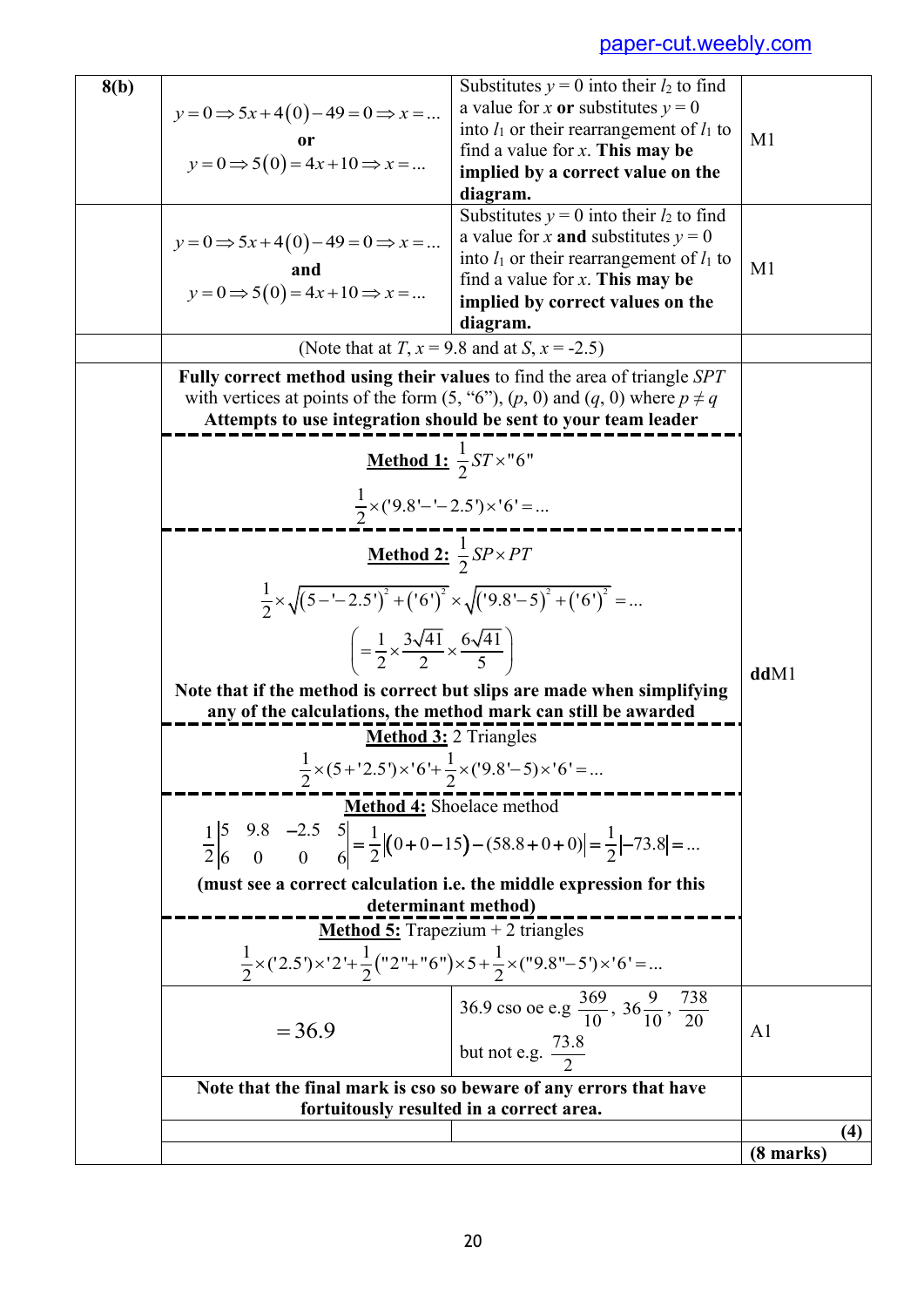paper-cut.weebly.com

| Question | Scheme | | Marks |
|---|---|---|---|
| 8(b) | $y=0 \Rightarrow 5x+4(0)-49=0 \Rightarrow x=...$ **or** $y=0 \Rightarrow 5(0)=4x+10 \Rightarrow x=...$ | Substitutes $y = 0$ into their $l_2$ to find a value for $x$ **or** substitutes $y = 0$ into $l_1$ or their rearrangement of $l_1$ to find a value for $x$. **This may be implied by a correct value on the diagram.** | M1 |
| | $y=0 \Rightarrow 5x+4(0)-49=0 \Rightarrow x=...$ **and** $y=0 \Rightarrow 5(0)=4x+10 \Rightarrow x=...$ | Substitutes $y = 0$ into their $l_2$ to find a value for $x$ **and** substitutes $y = 0$ into $l_1$ or their rearrangement of $l_1$ to find a value for $x$. **This may be implied by correct values on the diagram.** | M1 |
| | (Note that at $T$, $x = 9.8$ and at $S$, $x = -2.5$) | | |
| | **Fully correct method using their values** to find the area of triangle $SPT$ with vertices at points of the form (5, "6"), ($p$, 0) and ($q$, 0) where $p \neq q$ **Attempts to use integration should be sent to your team leader** <br><br> **Method 1:** $\frac{1}{2}ST \times "6"$ <br> $\frac{1}{2}\times('9.8'-'-2.5')\times'6'=...$ <br><br> **Method 2:** $\frac{1}{2}SP \times PT$ <br> $\frac{1}{2}\times\sqrt{(5-'-2.5')^2+('6')^2}\times\sqrt{('9.8'-5)^2+('6')^2}=...$ <br> $\left(=\frac{1}{2}\times\frac{3\sqrt{41}}{2}\times\frac{6\sqrt{41}}{5}\right)$ <br> **Note that if the method is correct but slips are made when simplifying any of the calculations, the method mark can still be awarded** <br><br> **Method 3:** 2 Triangles <br> $\frac{1}{2}\times(5+'2.5')\times'6'+\frac{1}{2}\times('9.8'-5)\times'6'=...$ <br><br> **Method 4:** Shoelace method <br> $\frac{1}{2}\begin{vmatrix}5 & 9.8 & -2.5 & 5\\ 6 & 0 & 0 & 6\end{vmatrix}=\frac{1}{2}\lvert(0+0-15)-(58.8+0+0)\rvert=\frac{1}{2}\lvert-73.8\rvert=...$ <br> **(must see a correct calculation i.e. the middle expression for this determinant method)** <br><br> **Method 5:** Trapezium + 2 triangles <br> $\frac{1}{2}\times('2.5')\times'2'+\frac{1}{2}("2"+"6")\times5+\frac{1}{2}\times("9.8"-5)\times'6'=...$ | | **dd**M1 |
| | $=36.9$ | 36.9 cso oe e.g $\frac{369}{10}$, $36\frac{9}{10}$, $\frac{738}{20}$ but not e.g. $\frac{73.8}{2}$ | A1 |
| | **Note that the final mark is cso so beware of any errors that have fortuitously resulted in a correct area.** | | |
| | | | **(4)** |
| | | | **(8 marks)** |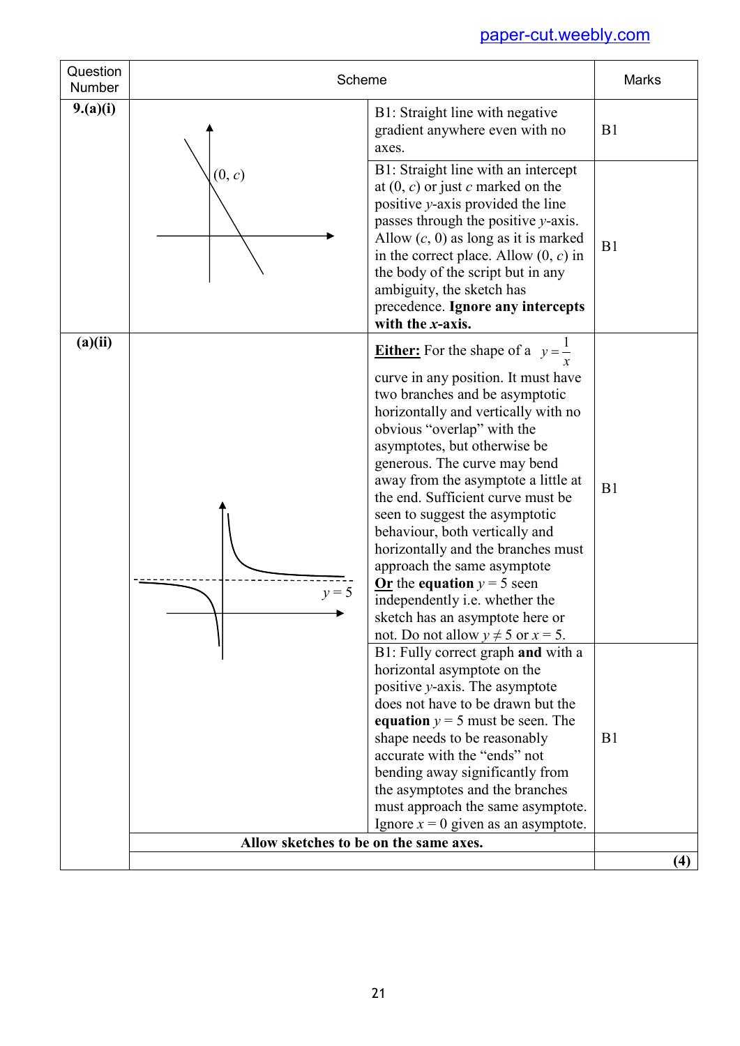| Question Number | Scheme | | Marks |
|---|---|---|---|
| **9.(a)(i)** | (0, $c$) | B1: Straight line with negative gradient anywhere even with no axes. | B1 |
| | | B1: Straight line with an intercept at (0, $c$) or just $c$ marked on the positive $y$-axis provided the line passes through the positive $y$-axis. Allow ($c$, 0) as long as it is marked in the correct place. Allow (0, $c$) in the body of the script but in any ambiguity, the sketch has precedence. **Ignore any intercepts with the $x$-axis.** | B1 |
| **(a)(ii)** | $y = 5$ | **Either:** For the shape of a $y = \frac{1}{x}$ curve in any position. It must have two branches and be asymptotic horizontally and vertically with no obvious "overlap" with the asymptotes, but otherwise be generous. The curve may bend away from the asymptote a little at the end. Sufficient curve must be seen to suggest the asymptotic behaviour, both vertically and horizontally and the branches must approach the same asymptote **Or** the **equation** $y = 5$ seen independently i.e. whether the sketch has an asymptote here or not. Do not allow $y \neq 5$ or $x = 5$. | B1 |
| | | B1: Fully correct graph **and** with a horizontal asymptote on the positive $y$-axis. The asymptote does not have to be drawn but the **equation** $y = 5$ must be seen. The shape needs to be reasonably accurate with the "ends" not bending away significantly from the asymptotes and the branches must approach the same asymptote. Ignore $x = 0$ given as an asymptote. | B1 |
| | **Allow sketches to be on the same axes.** | | |
| | | | **(4)** |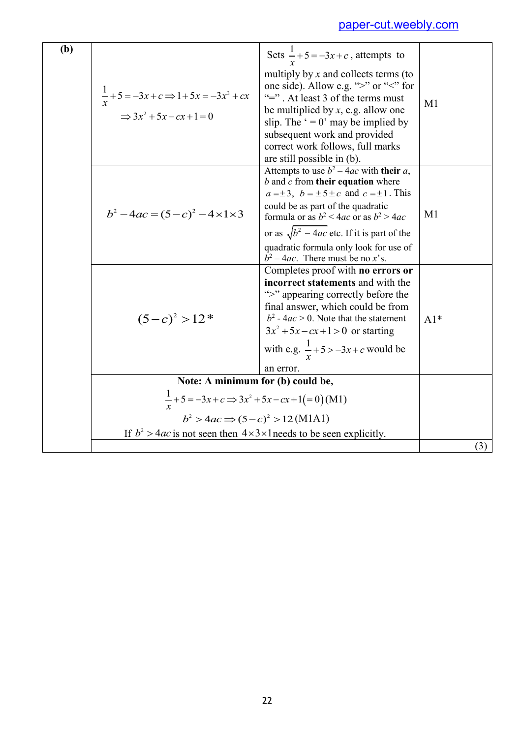| (b) | | | |
|---|---|---|---|
| | $\frac{1}{x}+5=-3x+c \Rightarrow 1+5x=-3x^2+cx$ <br> $\Rightarrow 3x^2+5x-cx+1=0$ | Sets $\frac{1}{x}+5=-3x+c$, attempts to multiply by $x$ and collects terms (to one side). Allow e.g. ">" or "<" for "=". At least 3 of the terms must be multiplied by $x$, e.g. allow one slip. The ' = 0' may be implied by subsequent work and provided correct work follows, full marks are still possible in (b). | M1 |
| | $b^2-4ac=(5-c)^2-4\times 1\times 3$ | Attempts to use $b^2-4ac$ with **their** $a$, $b$ and $c$ from **their equation** where $a=\pm 3$, $b=\pm 5\pm c$ and $c=\pm 1$. This could be as part of the quadratic formula or as $b^2<4ac$ or as $b^2>4ac$ or as $\sqrt{b^2-4ac}$ etc. If it is part of the quadratic formula only look for use of $b^2-4ac$. There must be no $x$'s. | M1 |
| | $(5-c)^2>12$ * | Completes proof with **no errors or incorrect statements** and with the ">" appearing correctly before the final answer, which could be from $b^2-4ac>0$. Note that the statement $3x^2+5x-cx+1>0$ or starting with e.g. $\frac{1}{x}+5>-3x+c$ would be an error. | A1* |
| | **Note: A minimum for (b) could be,** <br> $\frac{1}{x}+5=-3x+c \Rightarrow 3x^2+5x-cx+1(=0)$ (M1) <br> $b^2>4ac \Rightarrow (5-c)^2>12$ (M1A1) <br> If $b^2>4ac$ is not seen then $4\times 3\times 1$ needs to be seen explicitly. | | |
| | | | (3) |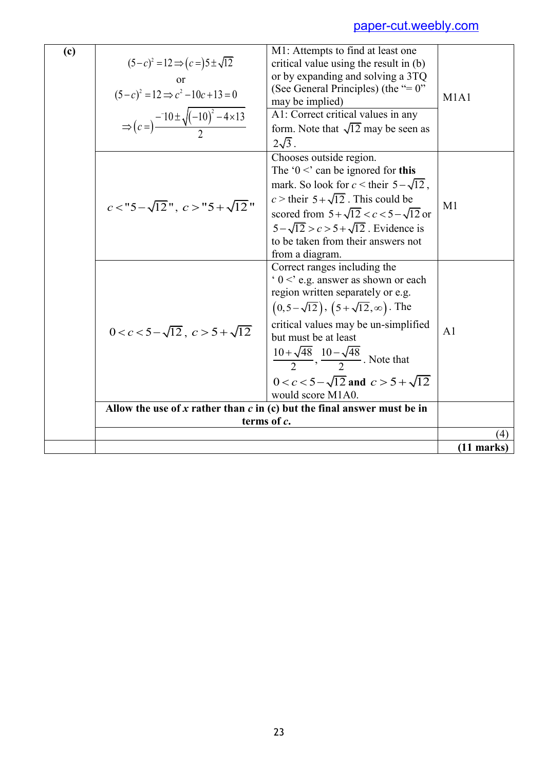| | | | |
|---|---|---|---|
| **(c)** | $(5-c)^2 = 12 \Rightarrow (c=)5 \pm \sqrt{12}$ <br> or <br> $(5-c)^2 = 12 \Rightarrow c^2 - 10c + 13 = 0$ <br> $\Rightarrow (c=)\dfrac{^{-}10 \pm \sqrt{(-10)^2 - 4\times 13}}{2}$ | M1: Attempts to find at least one critical value using the result in (b) or by expanding and solving a 3TQ (See General Principles) (the "= 0" may be implied) <br> A1: Correct critical values in any form. Note that $\sqrt{12}$ may be seen as $2\sqrt{3}$. | M1A1 |
| | $c < "5-\sqrt{12}"$, $c > "5+\sqrt{12}"$ | Chooses outside region. The '0 <' can be ignored for **this** mark. So look for $c <$ their $5-\sqrt{12}$, $c >$ their $5+\sqrt{12}$. This could be scored from $5+\sqrt{12} < c < 5-\sqrt{12}$ or $5-\sqrt{12} > c > 5+\sqrt{12}$. Evidence is to be taken from their answers not from a diagram. | M1 |
| | $0 < c < 5-\sqrt{12}$, $c > 5+\sqrt{12}$ | Correct ranges including the '$0 <$' e.g. answer as shown or each region written separately or e.g. $(0, 5-\sqrt{12})$, $(5+\sqrt{12}, \infty)$. The critical values may be un-simplified but must be at least $\dfrac{10+\sqrt{48}}{2}$, $\dfrac{10-\sqrt{48}}{2}$. Note that $0 < c < 5-\sqrt{12}$ **and** $c > 5+\sqrt{12}$ would score M1A0. | A1 |
| | **Allow the use of *x* rather than *c* in (c) but the final answer must be in terms of *c*.** | | |
| | | | (4) |
| | | | **(11 marks)** |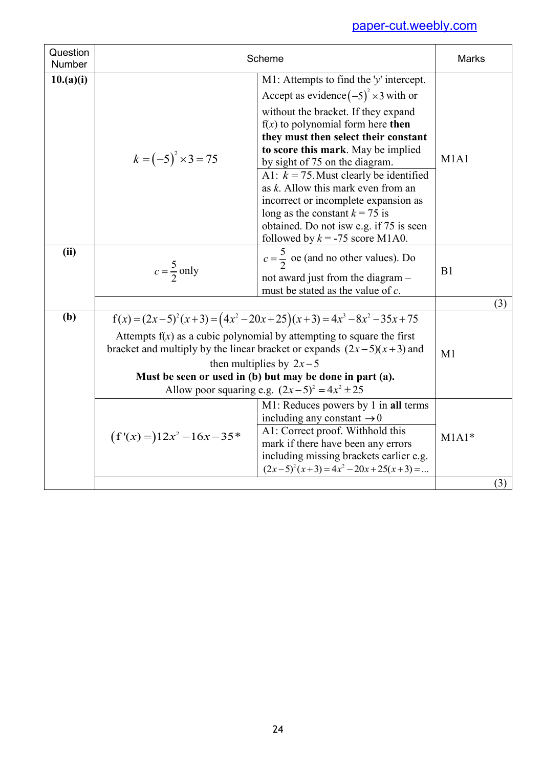| Question Number | Scheme | | Marks |
|---|---|---|---|
| **10.(a)(i)** | $k = (-5)^2 \times 3 = 75$ | M1: Attempts to find the '$y$' intercept. Accept as evidence $(-5)^2 \times 3$ with or without the bracket. If they expand f($x$) to polynomial form here **then they must then select their constant to score this mark**. May be implied by sight of 75 on the diagram. | M1A1 |
| | | A1: $k = 75$. Must clearly be identified as $k$. Allow this mark even from an incorrect or incomplete expansion as long as the constant $k = 75$ is obtained. Do not isw e.g. if 75 is seen followed by $k = -75$ score M1A0. | |
| **(ii)** | $c = \frac{5}{2}$ only | $c = \frac{5}{2}$ oe (and no other values). Do not award just from the diagram – must be stated as the value of $c$. | B1 |
| | | | (3) |
| **(b)** | $\text{f}(x) = (2x-5)^2(x+3) = (4x^2 - 20x + 25)(x+3) = 4x^3 - 8x^2 - 35x + 75$ <br> Attempts f($x$) as a cubic polynomial by attempting to square the first bracket and multiply by the linear bracket or expands $(2x-5)(x+3)$ and then multiplies by $2x-5$ <br> **Must be seen or used in (b) but may be done in part (a).** <br> Allow poor squaring e.g. $(2x-5)^2 = 4x^2 \pm 25$ | | M1 |
| | $(\text{f}'(x) =) 12x^2 - 16x - 35$* | M1: Reduces powers by 1 in **all** terms including any constant $\to 0$ <br> A1: Correct proof. Withhold this mark if there have been any errors including missing brackets earlier e.g. $(2x-5)^2(x+3) = 4x^2 - 20x + 25(x+3) = ...$ | M1A1* |
| | | | (3) |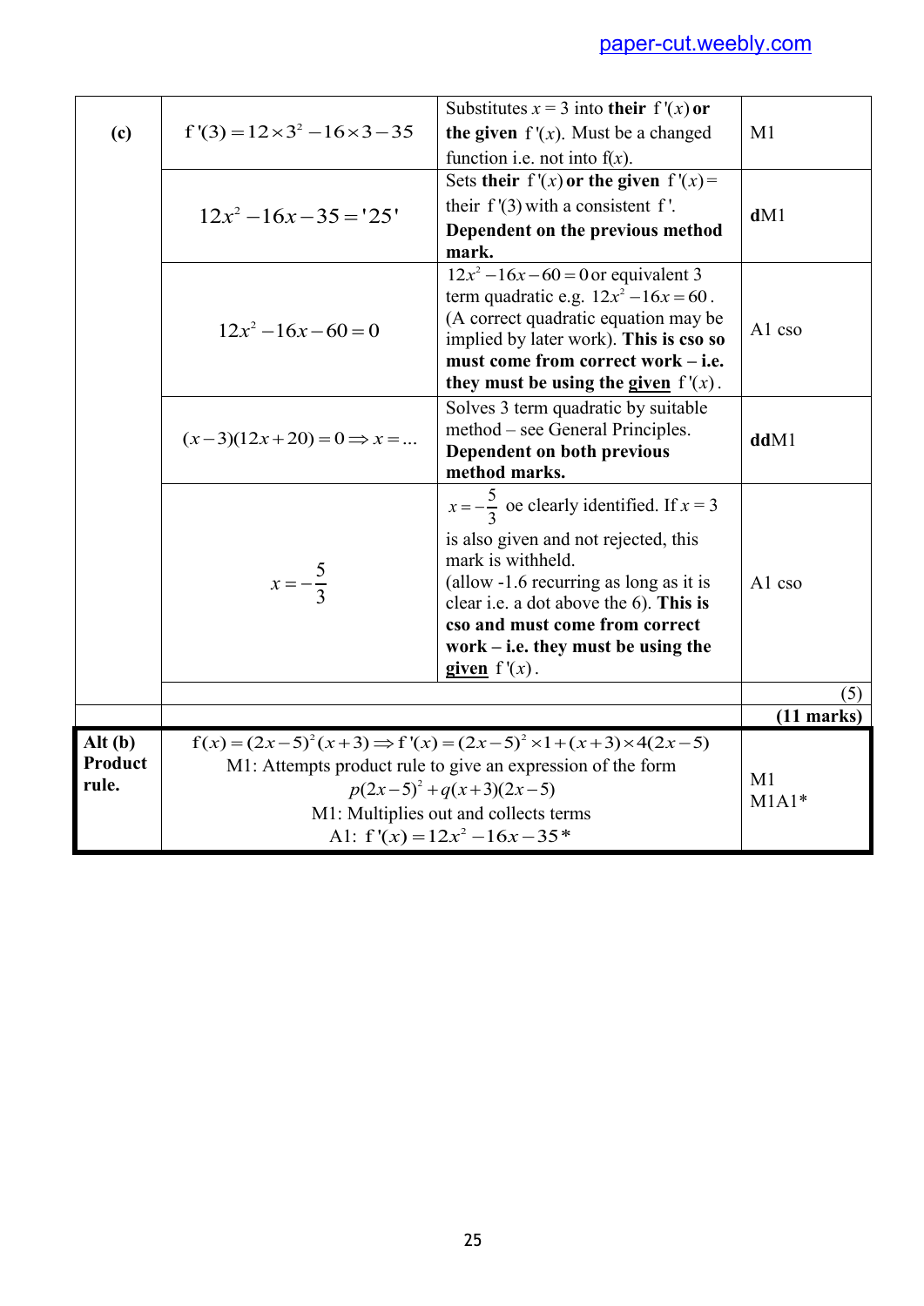| | | | |
|---|---|---|---|
| **(c)** | $f'(3) = 12\times3^2 - 16\times3 - 35$ | Substitutes $x = 3$ into **their** $f'(x)$ **or the given** $f'(x)$. Must be a changed function i.e. not into f($x$). | M1 |
| | $12x^2 - 16x - 35 = '25'$ | Sets **their** $f'(x)$ **or the given** $f'(x) =$ their $f'(3)$ with a consistent $f'$. **Dependent on the previous method mark.** | **d**M1 |
| | $12x^2 - 16x - 60 = 0$ | $12x^2 - 16x - 60 = 0$ or equivalent 3 term quadratic e.g. $12x^2 - 16x = 60$. (A correct quadratic equation may be implied by later work). **This is cso so must come from correct work – i.e. they must be using the given** $f'(x)$. | A1 cso |
| | $(x-3)(12x+20) = 0 \Rightarrow x = ...$ | Solves 3 term quadratic by suitable method – see General Principles. **Dependent on both previous method marks.** | **dd**M1 |
| | $x = -\frac{5}{3}$ | $x = -\frac{5}{3}$ oe clearly identified. If $x = 3$ is also given and not rejected, this mark is withheld. (allow -1.6 recurring as long as it is clear i.e. a dot above the 6). **This is cso and must come from correct work – i.e. they must be using the given** $f'(x)$. | A1 cso |
| | | | (5) |
| | | | **(11 marks)** |
| **Alt (b) Product rule.** | $f(x) = (2x-5)^2(x+3) \Rightarrow f'(x) = (2x-5)^2\times1 + (x+3)\times4(2x-5)$ <br> M1: Attempts product rule to give an expression of the form <br> $p(2x-5)^2 + q(x+3)(2x-5)$ <br> M1: Multiplies out and collects terms <br> A1: $f'(x) = 12x^2 - 16x - 35$* | | M1 <br> M1A1* |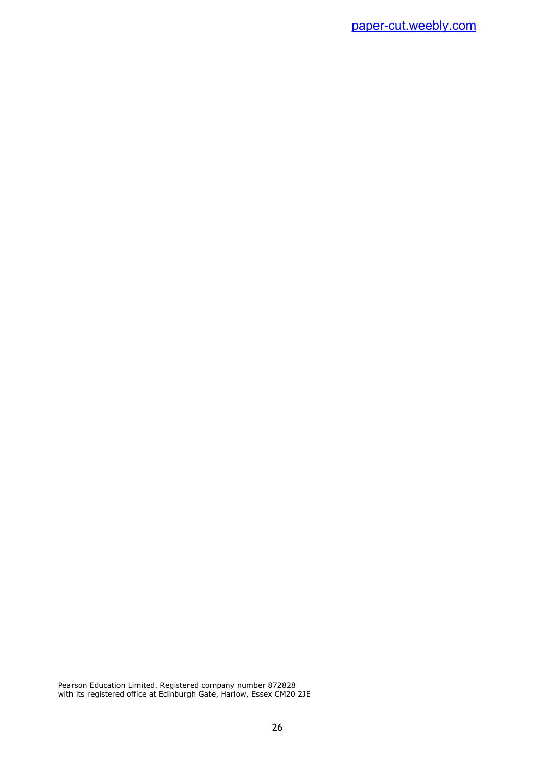paper-cut.weebly.com

Pearson Education Limited. Registered company number 872828
with its registered office at Edinburgh Gate, Harlow, Essex CM20 2JE